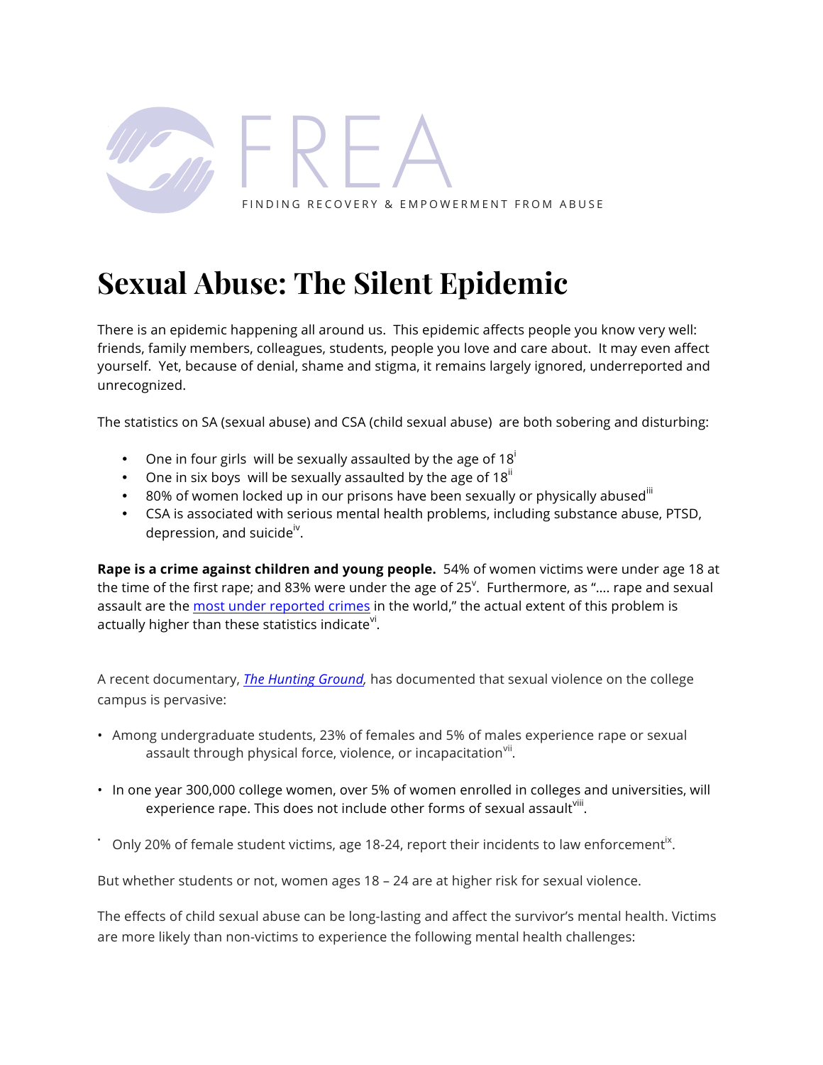FREA

FINDING RECOVERY & EMPOWERMENT FROM ABUSE

# Sexual Abuse: The Silent Epidemic

There is an epidemic happening all around us. This epidemic affects people you know very well: friends, family members, colleagues, students, people you love and care about. It may even affect yourself. Yet, because of denial, shame and stigma, it remains largely ignored, underreported and unrecognized.

The statistics on SA (sexual abuse) and CSA (child sexual abuse) are both sobering and disturbing:

- One in four girls will be sexually assaulted by the age of 18[i]
- One in six boys will be sexually assaulted by the age of 18[ii]
- 80% of women locked up in our prisons have been sexually or physically abused[iii]
- CSA is associated with serious mental health problems, including substance abuse, PTSD, depression, and suicide[iv].

**Rape is a crime against children and young people.** 54% of women victims were under age 18 at the time of the first rape; and 83% were under the age of 25[v]. Furthermore, as "…. rape and sexual assault are the most under reported crimes in the world," the actual extent of this problem is actually higher than these statistics indicate[vi].

A recent documentary, *The Hunting Ground*, has documented that sexual violence on the college campus is pervasive:

- Among undergraduate students, 23% of females and 5% of males experience rape or sexual assault through physical force, violence, or incapacitation[vii].
- In one year 300,000 college women, over 5% of women enrolled in colleges and universities, will experience rape. This does not include other forms of sexual assault[viii].
- Only 20% of female student victims, age 18-24, report their incidents to law enforcement[ix].

But whether students or not, women ages 18 – 24 are at higher risk for sexual violence.

The effects of child sexual abuse can be long-lasting and affect the survivor's mental health. Victims are more likely than non-victims to experience the following mental health challenges: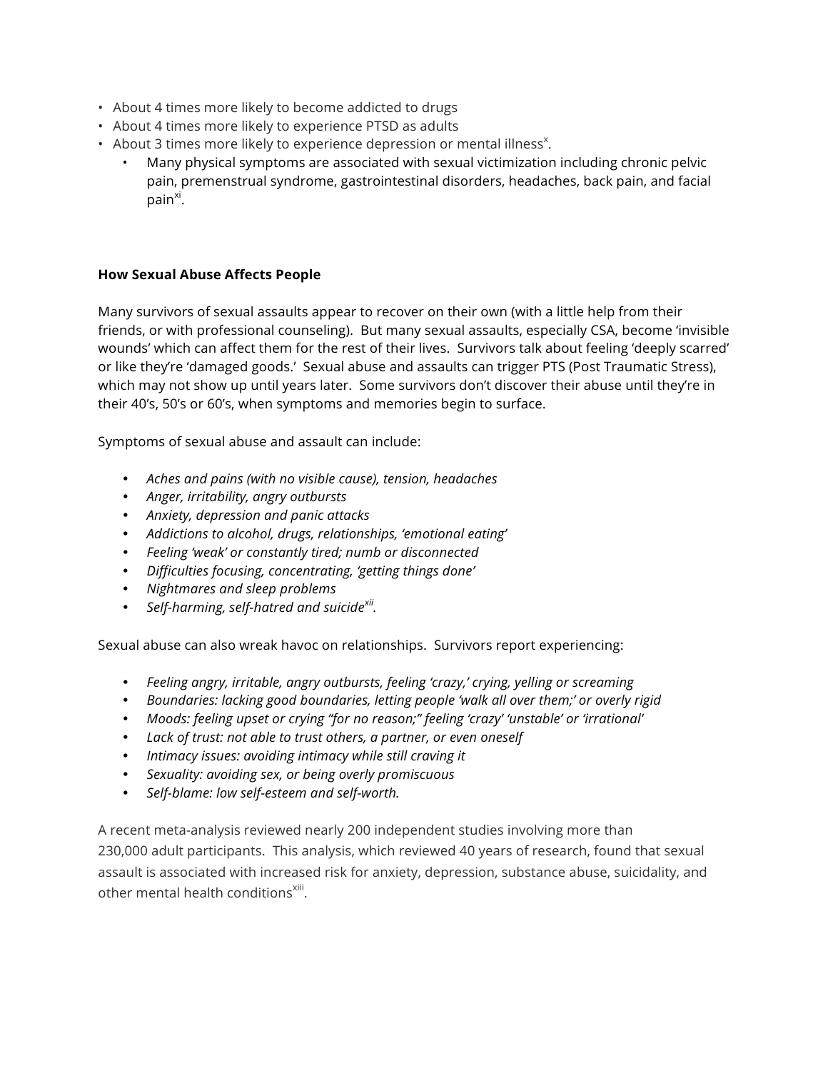- About 4 times more likely to become addicted to drugs
- About 4 times more likely to experience PTSD as adults
- About 3 times more likely to experience depression or mental illness[x].
    - Many physical symptoms are associated with sexual victimization including chronic pelvic pain, premenstrual syndrome, gastrointestinal disorders, headaches, back pain, and facial pain[xi].

**How Sexual Abuse Affects People**

Many survivors of sexual assaults appear to recover on their own (with a little help from their friends, or with professional counseling). But many sexual assaults, especially CSA, become 'invisible wounds' which can affect them for the rest of their lives. Survivors talk about feeling 'deeply scarred' or like they're 'damaged goods.' Sexual abuse and assaults can trigger PTS (Post Traumatic Stress), which may not show up until years later. Some survivors don't discover their abuse until they're in their 40's, 50's or 60's, when symptoms and memories begin to surface.

Symptoms of sexual abuse and assault can include:

- *Aches and pains (with no visible cause), tension, headaches*
- *Anger, irritability, angry outbursts*
- *Anxiety, depression and panic attacks*
- *Addictions to alcohol, drugs, relationships, 'emotional eating'*
- *Feeling 'weak' or constantly tired; numb or disconnected*
- *Difficulties focusing, concentrating, 'getting things done'*
- *Nightmares and sleep problems*
- *Self-harming, self-hatred and suicide[xii].*

Sexual abuse can also wreak havoc on relationships. Survivors report experiencing:

- *Feeling angry, irritable, angry outbursts, feeling 'crazy,' crying, yelling or screaming*
- *Boundaries: lacking good boundaries, letting people 'walk all over them;' or overly rigid*
- *Moods: feeling upset or crying "for no reason;" feeling 'crazy' 'unstable' or 'irrational'*
- *Lack of trust: not able to trust others, a partner, or even oneself*
- *Intimacy issues: avoiding intimacy while still craving it*
- *Sexuality: avoiding sex, or being overly promiscuous*
- *Self-blame: low self-esteem and self-worth.*

A recent meta-analysis reviewed nearly 200 independent studies involving more than 230,000 adult participants. This analysis, which reviewed 40 years of research, found that sexual assault is associated with increased risk for anxiety, depression, substance abuse, suicidality, and other mental health conditions[xiii].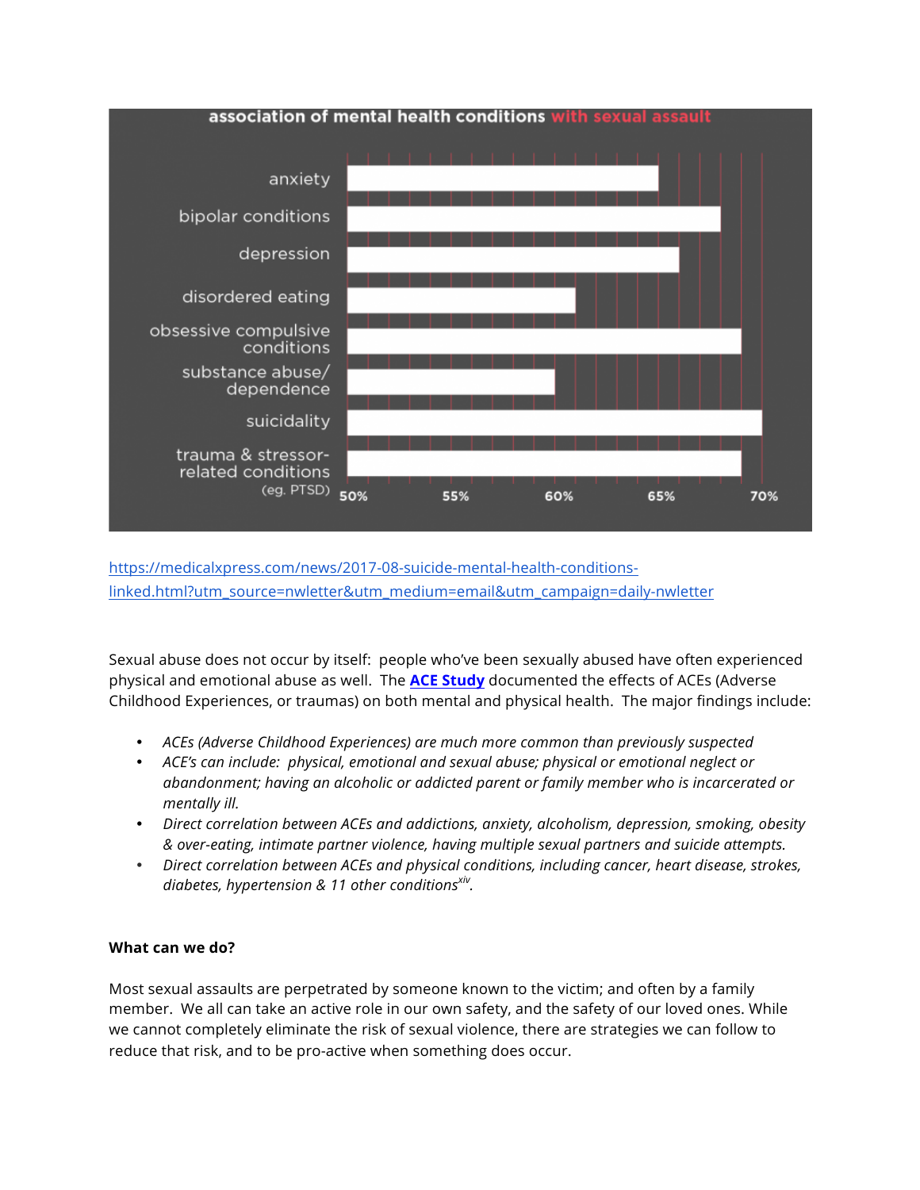**association of mental health conditions with sexual assault**

anxiety

bipolar conditions

depression

disordered eating

obsessive compulsive conditions

substance abuse/ dependence

suicidality

trauma & stressor-related conditions (eg. PTSD)

50% 55% 60% 65% 70%

https://medicalxpress.com/news/2017-08-suicide-mental-health-conditions-linked.html?utm_source=nwletter&utm_medium=email&utm_campaign=daily-nwletter

Sexual abuse does not occur by itself: people who've been sexually abused have often experienced physical and emotional abuse as well. The **ACE Study** documented the effects of ACEs (Adverse Childhood Experiences, or traumas) on both mental and physical health. The major findings include:

- *ACEs (Adverse Childhood Experiences) are much more common than previously suspected*
- *ACE's can include: physical, emotional and sexual abuse; physical or emotional neglect or abandonment; having an alcoholic or addicted parent or family member who is incarcerated or mentally ill.*
- *Direct correlation between ACEs and addictions, anxiety, alcoholism, depression, smoking, obesity & over-eating, intimate partner violence, having multiple sexual partners and suicide attempts.*
- *Direct correlation between ACEs and physical conditions, including cancer, heart disease, strokes, diabetes, hypertension & 11 other conditions*[xiv].

**What can we do?**

Most sexual assaults are perpetrated by someone known to the victim; and often by a family member. We all can take an active role in our own safety, and the safety of our loved ones. While we cannot completely eliminate the risk of sexual violence, there are strategies we can follow to reduce that risk, and to be pro-active when something does occur.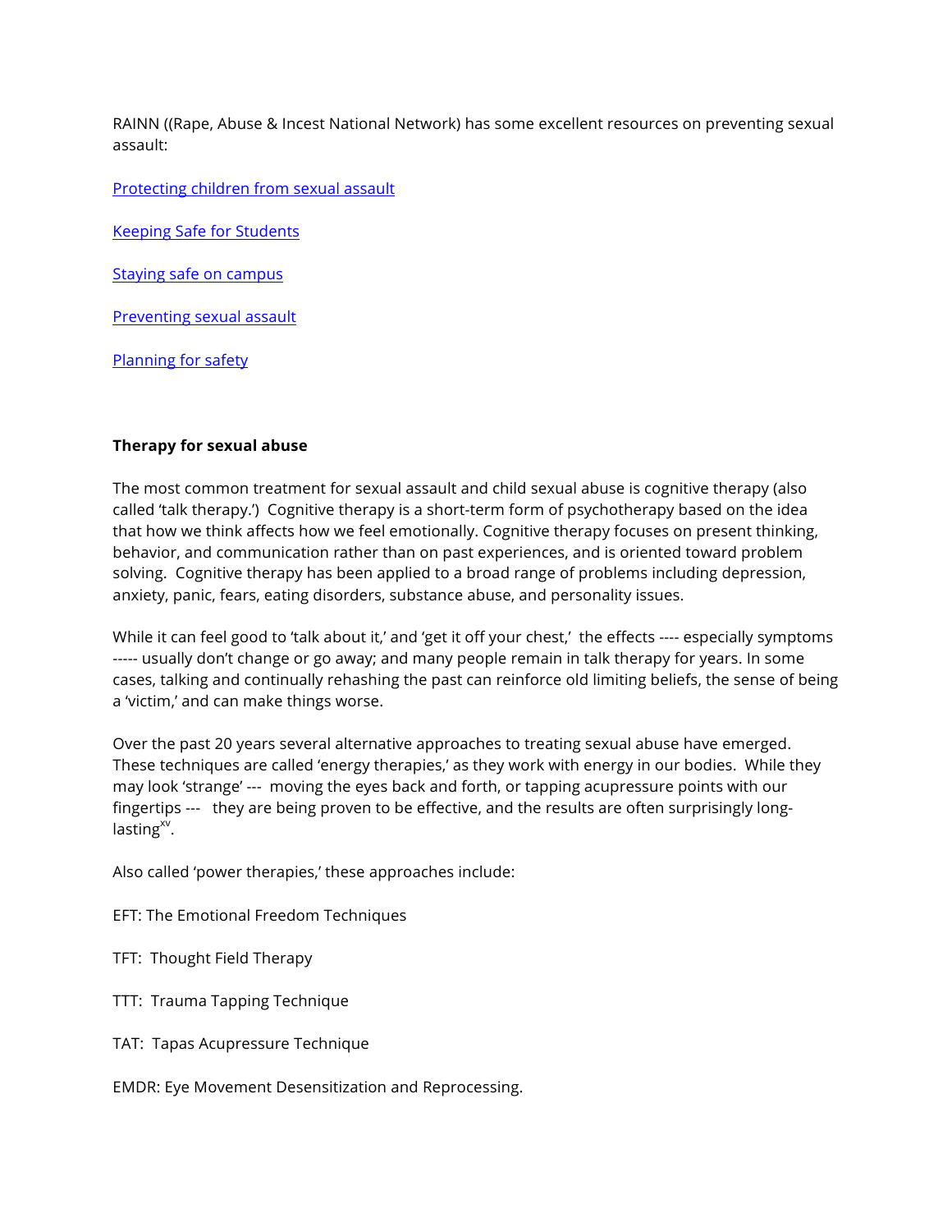RAINN ((Rape, Abuse & Incest National Network) has some excellent resources on preventing sexual assault:

Protecting children from sexual assault

Keeping Safe for Students

Staying safe on campus

Preventing sexual assault

Planning for safety

**Therapy for sexual abuse**

The most common treatment for sexual assault and child sexual abuse is cognitive therapy (also called 'talk therapy.') Cognitive therapy is a short-term form of psychotherapy based on the idea that how we think affects how we feel emotionally. Cognitive therapy focuses on present thinking, behavior, and communication rather than on past experiences, and is oriented toward problem solving. Cognitive therapy has been applied to a broad range of problems including depression, anxiety, panic, fears, eating disorders, substance abuse, and personality issues.

While it can feel good to 'talk about it,' and 'get it off your chest,' the effects ---- especially symptoms ----- usually don't change or go away; and many people remain in talk therapy for years. In some cases, talking and continually rehashing the past can reinforce old limiting beliefs, the sense of being a 'victim,' and can make things worse.

Over the past 20 years several alternative approaches to treating sexual abuse have emerged. These techniques are called 'energy therapies,' as they work with energy in our bodies. While they may look 'strange' --- moving the eyes back and forth, or tapping acupressure points with our fingertips --- they are being proven to be effective, and the results are often surprisingly long-lasting[xv].

Also called 'power therapies,' these approaches include:

EFT: The Emotional Freedom Techniques

TFT: Thought Field Therapy

TTT: Trauma Tapping Technique

TAT: Tapas Acupressure Technique

EMDR: Eye Movement Desensitization and Reprocessing.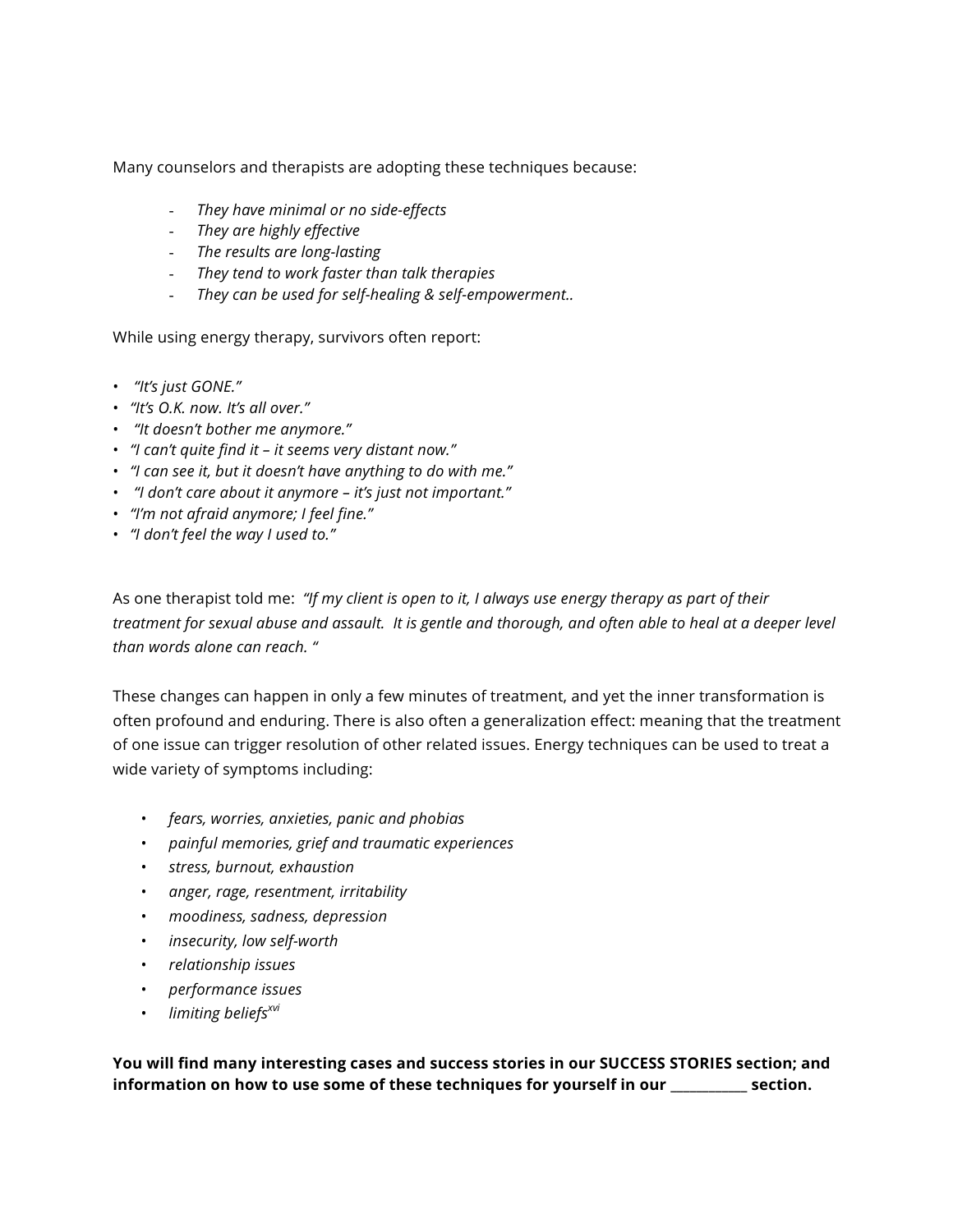Many counselors and therapists are adopting these techniques because:

- *They have minimal or no side-effects*
- *They are highly effective*
- *The results are long-lasting*
- *They tend to work faster than talk therapies*
- *They can be used for self-healing & self-empowerment..*

While using energy therapy, survivors often report:

- *"It's just GONE."*
- *"It's O.K. now. It's all over."*
- *"It doesn't bother me anymore."*
- *"I can't quite find it – it seems very distant now."*
- *"I can see it, but it doesn't have anything to do with me."*
- *"I don't care about it anymore – it's just not important."*
- *"I'm not afraid anymore; I feel fine."*
- *"I don't feel the way I used to."*

As one therapist told me: *"If my client is open to it, I always use energy therapy as part of their treatment for sexual abuse and assault. It is gentle and thorough, and often able to heal at a deeper level than words alone can reach. "*

These changes can happen in only a few minutes of treatment, and yet the inner transformation is often profound and enduring. There is also often a generalization effect: meaning that the treatment of one issue can trigger resolution of other related issues. Energy techniques can be used to treat a wide variety of symptoms including:

- *fears, worries, anxieties, panic and phobias*
- *painful memories, grief and traumatic experiences*
- *stress, burnout, exhaustion*
- *anger, rage, resentment, irritability*
- *moodiness, sadness, depression*
- *insecurity, low self-worth*
- *relationship issues*
- *performance issues*
- *limiting beliefs*[xvi]

**You will find many interesting cases and success stories in our SUCCESS STORIES section; and information on how to use some of these techniques for yourself in our ___________ section.**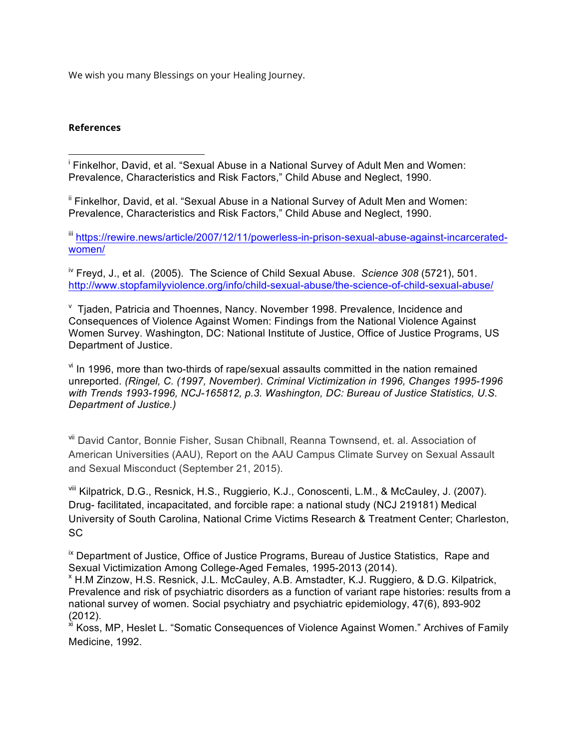We wish you many Blessings on your Healing Journey.

**References**

---

[i] Finkelhor, David, et al. “Sexual Abuse in a National Survey of Adult Men and Women: Prevalence, Characteristics and Risk Factors,” Child Abuse and Neglect, 1990.

[ii] Finkelhor, David, et al. “Sexual Abuse in a National Survey of Adult Men and Women: Prevalence, Characteristics and Risk Factors,” Child Abuse and Neglect, 1990.

[iii] https://rewire.news/article/2007/12/11/powerless-in-prison-sexual-abuse-against-incarcerated-women/

[iv] Freyd, J., et al. (2005). The Science of Child Sexual Abuse. *Science 308* (5721), 501. http://www.stopfamilyviolence.org/info/child-sexual-abuse/the-science-of-child-sexual-abuse/

[v] Tjaden, Patricia and Thoennes, Nancy. November 1998. Prevalence, Incidence and Consequences of Violence Against Women: Findings from the National Violence Against Women Survey. Washington, DC: National Institute of Justice, Office of Justice Programs, US Department of Justice.

[vi] In 1996, more than two-thirds of rape/sexual assaults committed in the nation remained unreported. *(Ringel, C. (1997, November). Criminal Victimization in 1996, Changes 1995-1996 with Trends 1993-1996, NCJ-165812, p.3. Washington, DC: Bureau of Justice Statistics, U.S. Department of Justice.)*

[vii] David Cantor, Bonnie Fisher, Susan Chibnall, Reanna Townsend, et. al. Association of American Universities (AAU), Report on the AAU Campus Climate Survey on Sexual Assault and Sexual Misconduct (September 21, 2015).

[viii] Kilpatrick, D.G., Resnick, H.S., Ruggierio, K.J., Conoscenti, L.M., & McCauley, J. (2007). Drug- facilitated, incapacitated, and forcible rape: a national study (NCJ 219181) Medical University of South Carolina, National Crime Victims Research & Treatment Center; Charleston, SC

[ix] Department of Justice, Office of Justice Programs, Bureau of Justice Statistics, Rape and Sexual Victimization Among College-Aged Females, 1995-2013 (2014).

[x] H.M Zinzow, H.S. Resnick, J.L. McCauley, A.B. Amstadter, K.J. Ruggiero, & D.G. Kilpatrick, Prevalence and risk of psychiatric disorders as a function of variant rape histories: results from a national survey of women. Social psychiatry and psychiatric epidemiology, 47(6), 893-902 (2012).

[xi] Koss, MP, Heslet L. “Somatic Consequences of Violence Against Women.” Archives of Family Medicine, 1992.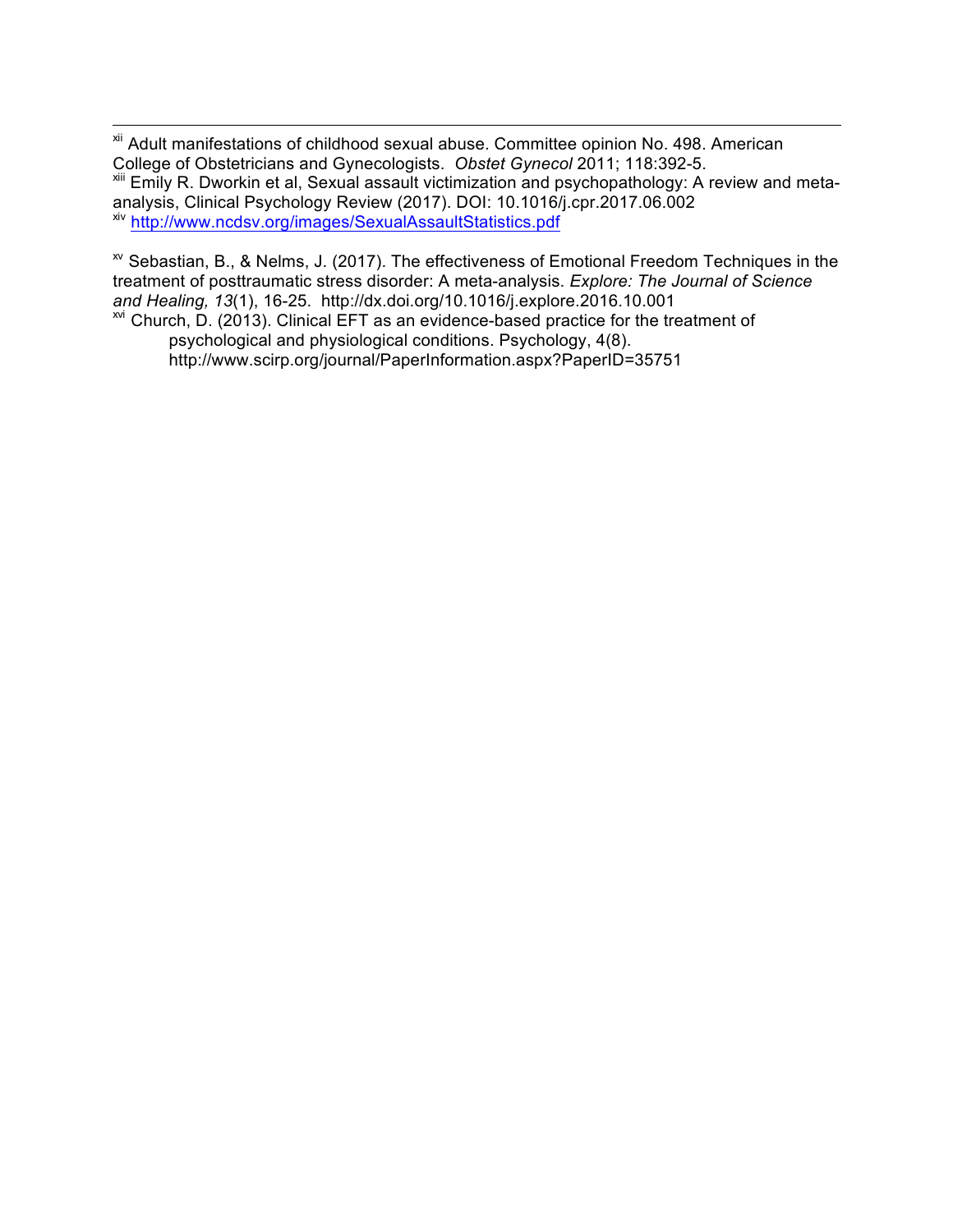[xii] Adult manifestations of childhood sexual abuse. Committee opinion No. 498. American College of Obstetricians and Gynecologists. *Obstet Gynecol* 2011; 118:392-5.

[xiii] Emily R. Dworkin et al, Sexual assault victimization and psychopathology: A review and meta-analysis, Clinical Psychology Review (2017). DOI: 10.1016/j.cpr.2017.06.002

[xiv] http://www.ncdsv.org/images/SexualAssaultStatistics.pdf

[xv] Sebastian, B., & Nelms, J. (2017). The effectiveness of Emotional Freedom Techniques in the treatment of posttraumatic stress disorder: A meta-analysis. *Explore: The Journal of Science and Healing, 13*(1), 16-25. http://dx.doi.org/10.1016/j.explore.2016.10.001

[xvi] Church, D. (2013). Clinical EFT as an evidence-based practice for the treatment of psychological and physiological conditions. Psychology, 4(8). http://www.scirp.org/journal/PaperInformation.aspx?PaperID=35751